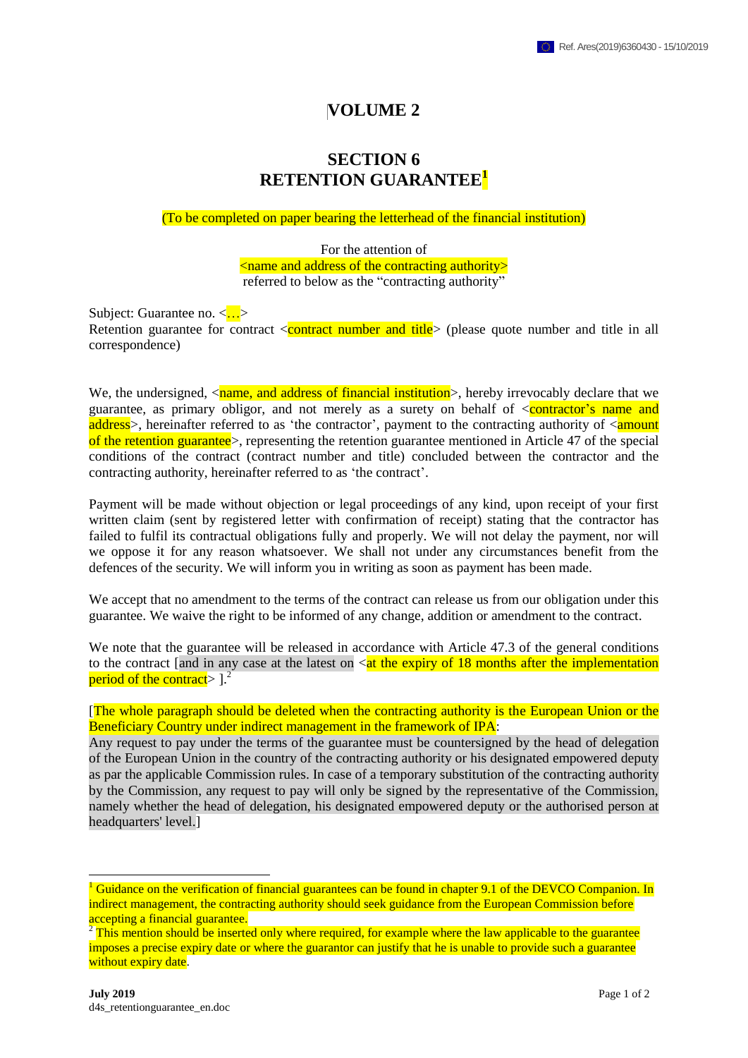# VOLUME 2

## SECTION 6
## RETENTION GUARANTEE[1]

(To be completed on paper bearing the letterhead of the financial institution)

For the attention of
<name and address of the contracting authority>
referred to below as the "contracting authority"

Subject: Guarantee no. <…>
Retention guarantee for contract <contract number and title> (please quote number and title in all correspondence)

We, the undersigned, <name, and address of financial institution>, hereby irrevocably declare that we guarantee, as primary obligor, and not merely as a surety on behalf of <contractor's name and address>, hereinafter referred to as 'the contractor', payment to the contracting authority of <amount of the retention guarantee>, representing the retention guarantee mentioned in Article 47 of the special conditions of the contract (contract number and title) concluded between the contractor and the contracting authority, hereinafter referred to as 'the contract'.

Payment will be made without objection or legal proceedings of any kind, upon receipt of your first written claim (sent by registered letter with confirmation of receipt) stating that the contractor has failed to fulfil its contractual obligations fully and properly. We will not delay the payment, nor will we oppose it for any reason whatsoever. We shall not under any circumstances benefit from the defences of the security. We will inform you in writing as soon as payment has been made.

We accept that no amendment to the terms of the contract can release us from our obligation under this guarantee. We waive the right to be informed of any change, addition or amendment to the contract.

We note that the guarantee will be released in accordance with Article 47.3 of the general conditions to the contract [and in any case at the latest on <at the expiry of 18 months after the implementation period of the contract> ].[2]

[The whole paragraph should be deleted when the contracting authority is the European Union or the Beneficiary Country under indirect management in the framework of IPA:
Any request to pay under the terms of the guarantee must be countersigned by the head of delegation of the European Union in the country of the contracting authority or his designated empowered deputy as par the applicable Commission rules. In case of a temporary substitution of the contracting authority by the Commission, any request to pay will only be signed by the representative of the Commission, namely whether the head of delegation, his designated empowered deputy or the authorised person at headquarters' level.]

---

[1] Guidance on the verification of financial guarantees can be found in chapter 9.1 of the DEVCO Companion. In indirect management, the contracting authority should seek guidance from the European Commission before accepting a financial guarantee.

[2] This mention should be inserted only where required, for example where the law applicable to the guarantee imposes a precise expiry date or where the guarantor can justify that he is unable to provide such a guarantee without expiry date.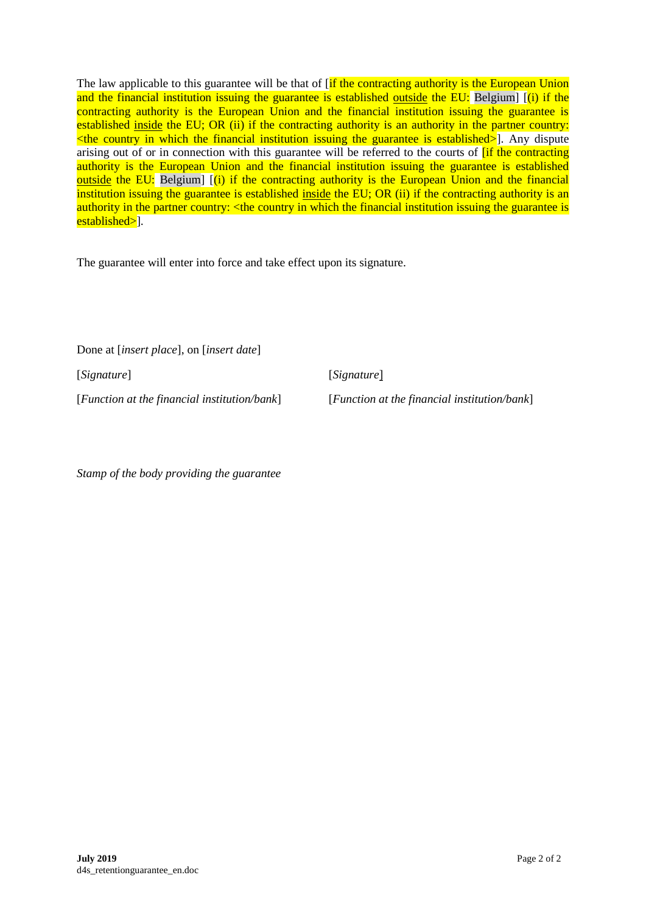The law applicable to this guarantee will be that of [if the contracting authority is the European Union and the financial institution issuing the guarantee is established outside the EU: Belgium] [(i) if the contracting authority is the European Union and the financial institution issuing the guarantee is established inside the EU; OR (ii) if the contracting authority is an authority in the partner country: <the country in which the financial institution issuing the guarantee is established>]. Any dispute arising out of or in connection with this guarantee will be referred to the courts of [if the contracting authority is the European Union and the financial institution issuing the guarantee is established outside the EU: Belgium] [(i) if the contracting authority is the European Union and the financial institution issuing the guarantee is established inside the EU; OR (ii) if the contracting authority is an authority in the partner country: <the country in which the financial institution issuing the guarantee is established>].

The guarantee will enter into force and take effect upon its signature.

Done at [*insert place*], on [*insert date*]

[*Signature*] [*Signature*]

[*Function at the financial institution/bank*] [*Function at the financial institution/bank*]

*Stamp of the body providing the guarantee*

**July 2019**
d4s_retentionguarantee_en.doc